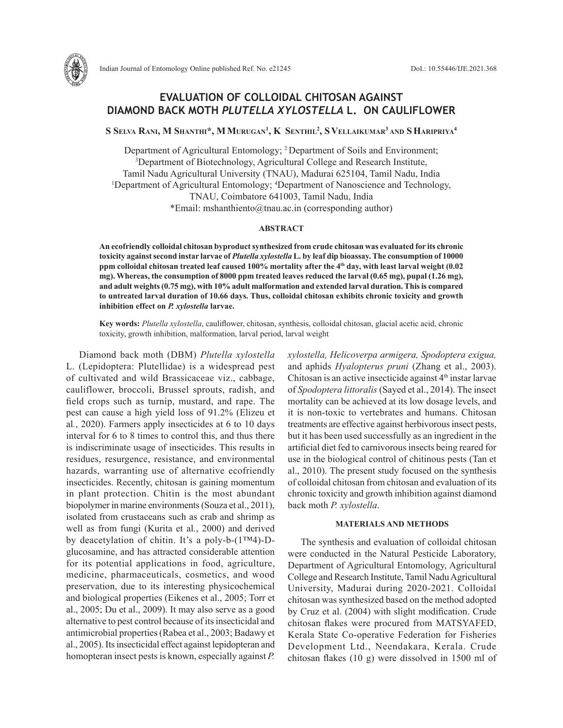# EVALUATION OF COLLOIDAL CHITOSAN AGAINST DIAMOND BACK MOTH *PLUTELLA XYLOSTELLA* L. ON CAULIFLOWER

**S Selva Rani, M Shanthi*, M Murugan[1], K Senthil[2], S Vellaikumar[3] and S Haripriya[4]**

Department of Agricultural Entomology; [2] Department of Soils and Environment;
[3]Department of Biotechnology, Agricultural College and Research Institute,
Tamil Nadu Agricultural University (TNAU), Madurai 625104, Tamil Nadu, India
[1]Department of Agricultural Entomology; [4]Department of Nanoscience and Technology,
TNAU, Coimbatore 641003, Tamil Nadu, India
*Email: mshanthiento@tnau.ac.in (corresponding author)

## ABSTRACT

**An ecofriendly colloidal chitosan byproduct synthesized from crude chitosan was evaluated for its chronic toxicity against second instar larvae of *Plutella xylostella* L. by leaf dip bioassay. The consumption of 10000 ppm colloidal chitosan treated leaf caused 100% mortality after the 4th day, with least larval weight (0.02 mg). Whereas, the consumption of 8000 ppm treated leaves reduced the larval (0.65 mg), pupal (1.26 mg), and adult weights (0.75 mg), with 10% adult malformation and extended larval duration. This is compared to untreated larval duration of 10.66 days. Thus, colloidal chitosan exhibits chronic toxicity and growth inhibition effect on *P. xylostella* larvae.**

**Key words:** *Plutella xylostella*, cauliflower, chitosan, synthesis, colloidal chitosan, glacial acetic acid, chronic toxicity, growth inhibition, malformation, larval period, larval weight

Diamond back moth (DBM) *Plutella xylostella* L. (Lepidoptera: Plutellidae) is a widespread pest of cultivated and wild Brassicaceae viz., cabbage, cauliflower, broccoli, Brussel sprouts, radish, and field crops such as turnip, mustard, and rape. The pest can cause a high yield loss of 91.2% (Elizeu et al., 2020). Farmers apply insecticides at 6 to 10 days interval for 6 to 8 times to control this, and thus there is indiscriminate usage of insecticides. This results in residues, resurgence, resistance, and environmental hazards, warranting use of alternative ecofriendly insecticides. Recently, chitosan is gaining momentum in plant protection. Chitin is the most abundant biopolymer in marine environments (Souza et al., 2011), isolated from crustaceans such as crab and shrimp as well as from fungi (Kurita et al., 2000) and derived by deacetylation of chitin. It's a poly-b-(1™4)-D-glucosamine, and has attracted considerable attention for its potential applications in food, agriculture, medicine, pharmaceuticals, cosmetics, and wood preservation, due to its interesting physicochemical and biological properties (Eikenes et al., 2005; Torr et al., 2005; Du et al., 2009). It may also serve as a good alternative to pest control because of its insecticidal and antimicrobial properties (Rabea et al., 2003; Badawy et al., 2005). Its insecticidal effect against lepidopteran and homopteran insect pests is known, especially against *P. xylostella, Helicoverpa armigera, Spodoptera exigua,* and aphids *Hyalopterus pruni* (Zhang et al., 2003). Chitosan is an active insecticide against 4th instar larvae of *Spodoptera littoralis* (Sayed et al., 2014). The insect mortality can be achieved at its low dosage levels, and it is non-toxic to vertebrates and humans. Chitosan treatments are effective against herbivorous insect pests, but it has been used successfully as an ingredient in the artificial diet fed to carnivorous insects being reared for use in the biological control of chitinous pests (Tan et al., 2010). The present study focused on the synthesis of colloidal chitosan from chitosan and evaluation of its chronic toxicity and growth inhibition against diamond back moth *P. xylostella*.

## MATERIALS AND METHODS

The synthesis and evaluation of colloidal chitosan were conducted in the Natural Pesticide Laboratory, Department of Agricultural Entomology, Agricultural College and Research Institute, Tamil Nadu Agricultural University, Madurai during 2020-2021. Colloidal chitosan was synthesized based on the method adopted by Cruz et al. (2004) with slight modification. Crude chitosan flakes were procured from MATSYAFED, Kerala State Co-operative Federation for Fisheries Development Ltd., Neendakara, Kerala. Crude chitosan flakes (10 g) were dissolved in 1500 ml of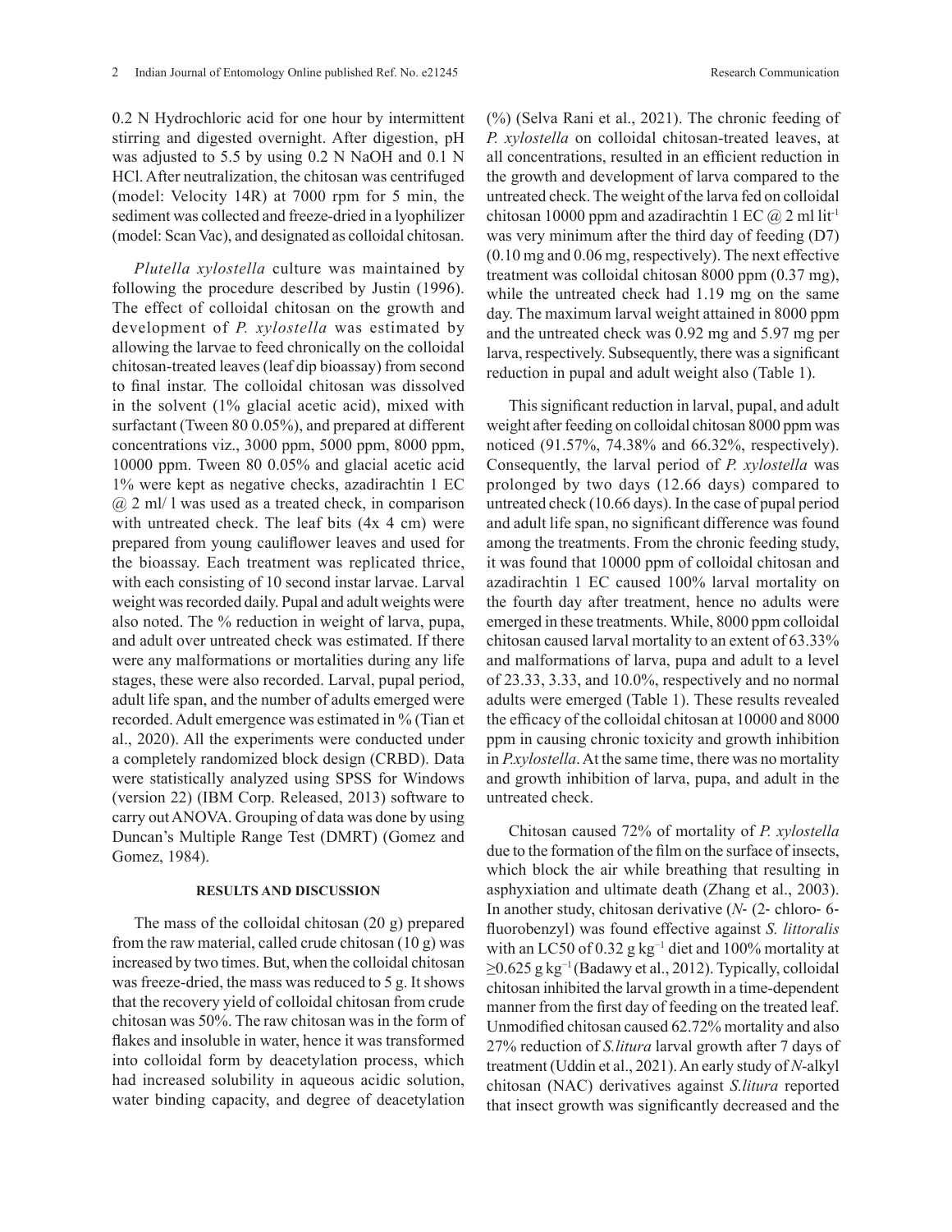0.2 N Hydrochloric acid for one hour by intermittent stirring and digested overnight. After digestion, pH was adjusted to 5.5 by using 0.2 N NaOH and 0.1 N HCl. After neutralization, the chitosan was centrifuged (model: Velocity 14R) at 7000 rpm for 5 min, the sediment was collected and freeze-dried in a lyophilizer (model: Scan Vac), and designated as colloidal chitosan.

*Plutella xylostella* culture was maintained by following the procedure described by Justin (1996). The effect of colloidal chitosan on the growth and development of *P. xylostella* was estimated by allowing the larvae to feed chronically on the colloidal chitosan-treated leaves (leaf dip bioassay) from second to final instar. The colloidal chitosan was dissolved in the solvent (1% glacial acetic acid), mixed with surfactant (Tween 80 0.05%), and prepared at different concentrations viz., 3000 ppm, 5000 ppm, 8000 ppm, 10000 ppm. Tween 80 0.05% and glacial acetic acid 1% were kept as negative checks, azadirachtin 1 EC @ 2 ml/ l was used as a treated check, in comparison with untreated check. The leaf bits (4x 4 cm) were prepared from young cauliflower leaves and used for the bioassay. Each treatment was replicated thrice, with each consisting of 10 second instar larvae. Larval weight was recorded daily. Pupal and adult weights were also noted. The % reduction in weight of larva, pupa, and adult over untreated check was estimated. If there were any malformations or mortalities during any life stages, these were also recorded. Larval, pupal period, adult life span, and the number of adults emerged were recorded. Adult emergence was estimated in % (Tian et al., 2020). All the experiments were conducted under a completely randomized block design (CRBD). Data were statistically analyzed using SPSS for Windows (version 22) (IBM Corp. Released, 2013) software to carry out ANOVA. Grouping of data was done by using Duncan's Multiple Range Test (DMRT) (Gomez and Gomez, 1984).

## RESULTS AND DISCUSSION

The mass of the colloidal chitosan (20 g) prepared from the raw material, called crude chitosan (10 g) was increased by two times. But, when the colloidal chitosan was freeze-dried, the mass was reduced to 5 g. It shows that the recovery yield of colloidal chitosan from crude chitosan was 50%. The raw chitosan was in the form of flakes and insoluble in water, hence it was transformed into colloidal form by deacetylation process, which had increased solubility in aqueous acidic solution, water binding capacity, and degree of deacetylation (%) (Selva Rani et al., 2021). The chronic feeding of *P. xylostella* on colloidal chitosan-treated leaves, at all concentrations, resulted in an efficient reduction in the growth and development of larva compared to the untreated check. The weight of the larva fed on colloidal chitosan 10000 ppm and azadirachtin 1 EC @ 2 ml lit$^{-1}$ was very minimum after the third day of feeding (D7) (0.10 mg and 0.06 mg, respectively). The next effective treatment was colloidal chitosan 8000 ppm (0.37 mg), while the untreated check had 1.19 mg on the same day. The maximum larval weight attained in 8000 ppm and the untreated check was 0.92 mg and 5.97 mg per larva, respectively. Subsequently, there was a significant reduction in pupal and adult weight also (Table 1).

This significant reduction in larval, pupal, and adult weight after feeding on colloidal chitosan 8000 ppm was noticed (91.57%, 74.38% and 66.32%, respectively). Consequently, the larval period of *P. xylostella* was prolonged by two days (12.66 days) compared to untreated check (10.66 days). In the case of pupal period and adult life span, no significant difference was found among the treatments. From the chronic feeding study, it was found that 10000 ppm of colloidal chitosan and azadirachtin 1 EC caused 100% larval mortality on the fourth day after treatment, hence no adults were emerged in these treatments. While, 8000 ppm colloidal chitosan caused larval mortality to an extent of 63.33% and malformations of larva, pupa and adult to a level of 23.33, 3.33, and 10.0%, respectively and no normal adults were emerged (Table 1). These results revealed the efficacy of the colloidal chitosan at 10000 and 8000 ppm in causing chronic toxicity and growth inhibition in *P.xylostella*. At the same time, there was no mortality and growth inhibition of larva, pupa, and adult in the untreated check.

Chitosan caused 72% of mortality of *P. xylostella* due to the formation of the film on the surface of insects, which block the air while breathing that resulting in asphyxiation and ultimate death (Zhang et al., 2003). In another study, chitosan derivative (*N*- (2- chloro- 6-fluorobenzyl) was found effective against *S. littoralis* with an LC50 of 0.32 g kg$^{-1}$ diet and 100% mortality at ≥0.625 g kg$^{-1}$ (Badawy et al., 2012). Typically, colloidal chitosan inhibited the larval growth in a time-dependent manner from the first day of feeding on the treated leaf. Unmodified chitosan caused 62.72% mortality and also 27% reduction of *S.litura* larval growth after 7 days of treatment (Uddin et al., 2021). An early study of *N*-alkyl chitosan (NAC) derivatives against *S.litura* reported that insect growth was significantly decreased and the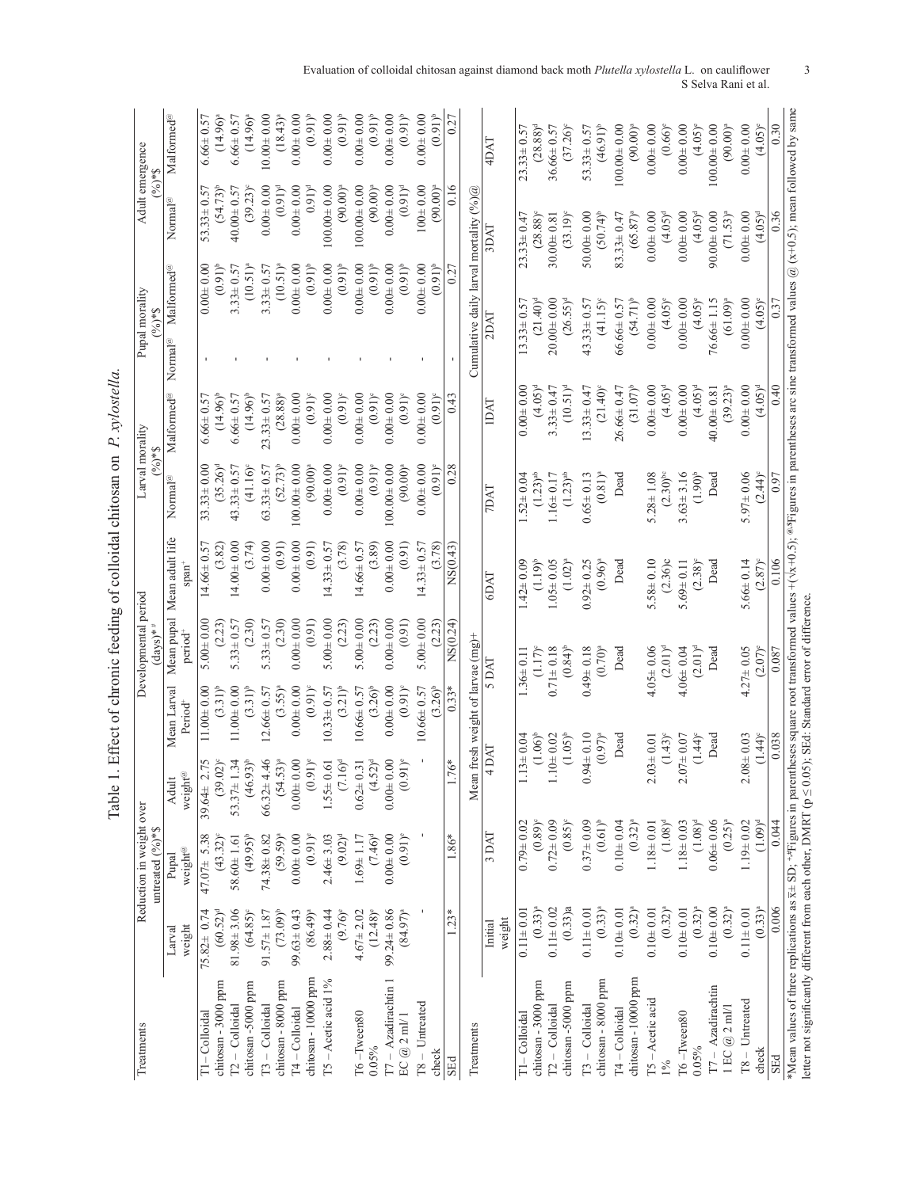Table 1. Effect of chronic feeding of colloidal chitosan on *P. xylostella.*

| Treatments | Reduction in weight over untreated (%)*$ | | Developmental period (days)*# | | | | Larval morality (%)*$ | | Pupal morality (%)*$ | | Adult emergence (%)*$ | |
|---|---|---|---|---|---|---|---|---|---|---|---|---|
| | Larval weight | Pupal weight@ | Adult weight@ | Mean Larval Period+ | Mean pupal period+ | Mean adult life span+ | Normal@ | Malformed@ | Normal@ | Malformed@ | Normal@ | Malformed@ |
| T1– Colloidal chitosan - 3000 ppm | 75.82± 0.74 (60.52)[d] | 47.07± 5.38 (43.32)[c] | 39.64± 2.75 (39.02)[c] | 11.00± 0.00 (3.31)[b] | 5.00± 0.00 (2.23) | 14.66± 0.57 (3.82) | 33.33± 0.00 (35.26)[d] | 6.66± 0.57 (14.96)[b] | - | 0.00± 0.00 (0.91)[b] | 53.33± 0.57 (54.73)[b] | 6.66± 0.57 (14.96)[a] |
| T2 – Colloidal chitosan -5000 ppm | 81.98± 3.06 (64.85)[c] | 58.60± 1.61 (49.95)[b] | 53.37± 1.34 (46.93)[b] | 11.00± 0.00 (3.31)[b] | 5.33± 0.57 (2.30) | 14.00± 0.00 (3.74) | 43.33± 0.57 (41.16)[c] | 6.66± 0.57 (14.96)[b] | - | 3.33± 0.57 (10.51)[a] | 40.00± 0.57 (39.23)[c] | 6.66± 0.57 (14.96)[a] |
| T3 – Colloidal chitosan - 8000 ppm | 91.57± 1.87 (73.09)[b] | 74.38± 0.82 (59.59)[a] | 66.32± 4.46 (54.53)[a] | 12.66± 0.57 (3.55)[a] | 5.33± 0.57 (2.30) | 0.00± 0.00 (0.91) | 63.33± 0.57 (52.73)[b] | 23.33± 0.57 (28.88)[a] | - | 3.33± 0.57 (10.51)[a] | 0.00± 0.00 (0.91)[d] | 10.00± 0.00 (18.43)[a] |
| T4 – Colloidal chitosan - 10000 ppm | 99.63± 0.43 (86.49)[a] | 0.00± 0.00 (0.91)[e] | 0.00± 0.00 (0.91)[e] | 0.00± 0.00 (0.91)[c] | 0.00± 0.00 (0.91) | 0.00± 0.00 (0.91) | 100.00± 0.00 (90.00)[a] | 0.00± 0.00 (0.91)[c] | - | 0.00± 0.00 (0.91)[b] | 0.00± 0.00 0.91)[d] | 0.00± 0.00 (0.91)[b] |
| T5 – Acetic acid 1% | 2.88± 0.44 (9.76)[e] | 2.46± 3.03 (9.02)[d] | 1.55± 0.61 (7.16)[d] | 10.33± 0.57 (3.21)[b] | 5.00± 0.00 (2.23) | 14.33± 0.57 (3.78) | 0.00± 0.00 (0.91)[e] | 0.00± 0.00 (0.91)[c] | - | 0.00± 0.00 (0.91)[b] | 100.00± 0.00 (90.00)[a] | 0.00± 0.00 (0.91)[b] |
| T6 –Tween80 0.05% | 4.67± 2.02 (12.48)[e] | 1.69± 1.17 (7.46)[d] | 0.62± 0.31 (4.52)[d] | 10.66± 0.57 (3.26)[b] | 5.00± 0.00 (2.23) | 14.66± 0.57 (3.89) | 0.00± 0.00 (0.91)[e] | 0.00± 0.00 (0.91)[c] | - | 0.00± 0.00 (0.91)[b] | 100.00± 0.00 (90.00)[a] | 0.00± 0.00 (0.91)[b] |
| T7 – Azadirachtin 1 EC @ 2 ml/ l | 99.24± 0.86 (84.97)[a] | 0.00± 0.00 (0.91)[e] | 0.00± 0.00 (0.91)[e] | 0.00± 0.00 (0.91)[c] | 0.00± 0.00 (0.91) | 0.00± 0.00 (0.91) | 100.00± 0.00 (90.00)[a] | 0.00± 0.00 (0.91)[c] | - | 0.00± 0.00 (0.91)[b] | 0.00± 0.00 (0.91)[d] | 0.00± 0.00 (0.91)[b] |
| T8 – Untreated check | - | - | - | 10.66± 0.57 (3.26)[b] | 5.00± 0.00 (2.23) | 14.33± 0.57 (3.78) | 0.00± 0.00 (0.91)[e] | 0.00± 0.00 (0.91)[c] | - | 0.00± 0.00 (0.91)[b] | 100± 0.00 (90.00)[a] | 0.00± 0.00 (0.91)[b] |
| SEd | 1.23* | 1.86* | 1.76* | 0.33* | NS(0.24) | NS(0.43) | 0.28 | 0.43 | - | 0.27 | 0.16 | 0.27 |

| Treatments | Mean fresh weight of larvae (mg)+ | | | | | | | Cumulative daily larval mortality (%)@ | | | |
|---|---|---|---|---|---|---|---|---|---|---|---|
| | Initial weight | 3 DAT | 4 DAT | 5 DAT | 6DAT | 7DAT | 1DAT | 2DAT | 3DAT | 4DAT |
| T1– Colloidal chitosan - 3000 ppm | 0.11± 0.01 (0.33)[a] | 0.79± 0.02 (0.89)[c] | 1.13± 0.04 (1.06)[b] | 1.36± 0.11 (1.17)[c] | 1.42± 0.09 (1.19)[b] | 1.52± 0.04 (1.23)[ab] | 0.00± 0.00 (4.05)[d] | 13.33± 0.57 (21.40)[d] | 23.33± 0.47 (28.88)[c] | 23.33± 0.57 (28.88)[d] |
| T2 – Colloidal chitosan -5000 ppm | 0.11± 0.02 (0.33)a | 0.72± 0.09 (0.85)[c] | 1.10± 0.02 (1.05)[b] | 0.71± 0.18 (0.84)[b] | 1.05± 0.05 (1.02)[a] | 1.16± 0.17 (1.23)[ab] | 3.33± 0.47 (10.51)[d] | 20.00± 0.00 (26.55)[d] | 30.00± 0.81 (33.19)[c] | 36.66± 0.57 (37.26)[c] |
| T3 – Colloidal chitosan - 8000 ppm | 0.11± 0.01 (0.33)[a] | 0.37± 0.09 (0.61)[b] | 0.94± 0.10 (0.97)[a] | 0.49± 0.18 (0.70)[a] | 0.92± 0.25 (0.96)[a] | 0.65± 0.13 (0.81)[a] | 13.33± 0.47 (21.40)[c] | 43.33± 0.57 (41.15)[c] | 50.00± 0.00 (50.74)[b] | 53.33± 0.57 (46.91)[b] |
| T4 – Colloidal chitosan - 10000 ppm | 0.10± 0.01 (0.32)[a] | 0.10± 0.04 (0.32)[a] | Dead | Dead | Dead | Dead | 26.66± 0.47 (31.07)[b] | 66.66± 0.57 (54.71)[b] | 83.33± 0.47 (65.87)[a] | 100.00± 0.00 (90.00)[a] |
| T5 – Acetic acid 1% | 0.10± 0.01 (0.32)[a] | 1.18± 0.01 (1.08)[d] | 2.03± 0.01 (1.43)[c] | 4.05± 0.06 (2.01)[d] | 5.58± 0.10 (2.36)c | 5.28± 1.08 (2.30)[bc] | 0.00± 0.00 (4.05)[d] | 0.00± 0.00 (4.05)[e] | 0.00± 0.00 (4.05)[d] | 0.00± 0.00 (0.66)[e] |
| T6 –Tween80 0.05% | 0.10± 0.01 (0.32)[a] | 1.18± 0.03 (1.08)[d] | 2.07± 0.07 (1.44)[c] | 4.06± 0.04 (2.01)[d] | 5.69± 0.11 (2.38)[c] | 3.63± 3.16 (1.90)[b] | 0.00± 0.00 (4.05)[d] | 0.00± 0.00 (4.05)[e] | 0.00± 0.00 (4.05)[d] | 0.00± 0.00 (4.05)[e] |
| T7 – Azadirachtin 1 EC @ 2 ml/l | 0.10± 0.00 (0.32)[a] | 0.06± 0.06 (0.25)[a] | Dead | Dead | Dead | Dead | 40.00± 0.81 (39.23)[a] | 76.66± 1.15 (61.09)[a] | 90.00± 0.00 (71.53)[a] | 100.00± 0.00 (90.00)[a] |
| T8 – Untreated check | 0.11± 0.01 (0.33)[a] | 1.19± 0.02 (1.09)[d] | 2.08± 0.03 (1.44)[c] | 4.27± 0.05 (2.07)[e] | 5.66± 0.14 (2.87)[c] | 5.97± 0.06 (2.44)[c] | 0.00± 0.00 (4.05)[d] | 0.00± 0.00 (4.05)[e] | 0.00± 0.00 (4.05)[d] | 0.00± 0.00 (4.05)[e] |
| SEd | 0.006 | 0.044 | 0.038 | 0.087 | 0.106 | 0.97 | 0.40 | 0.37 | 0.36 | 0.30 |

*Mean values of three replications as x̄± SD; +,#Figures in parentheses square root transformed values +(√x+0.5); @,$Figures in parentheses are sine transformed values @ (x+0.5); mean followed by same letter not significantly different from each other, DMRT (p ≤ 0.05); SEd: Standard error of difference.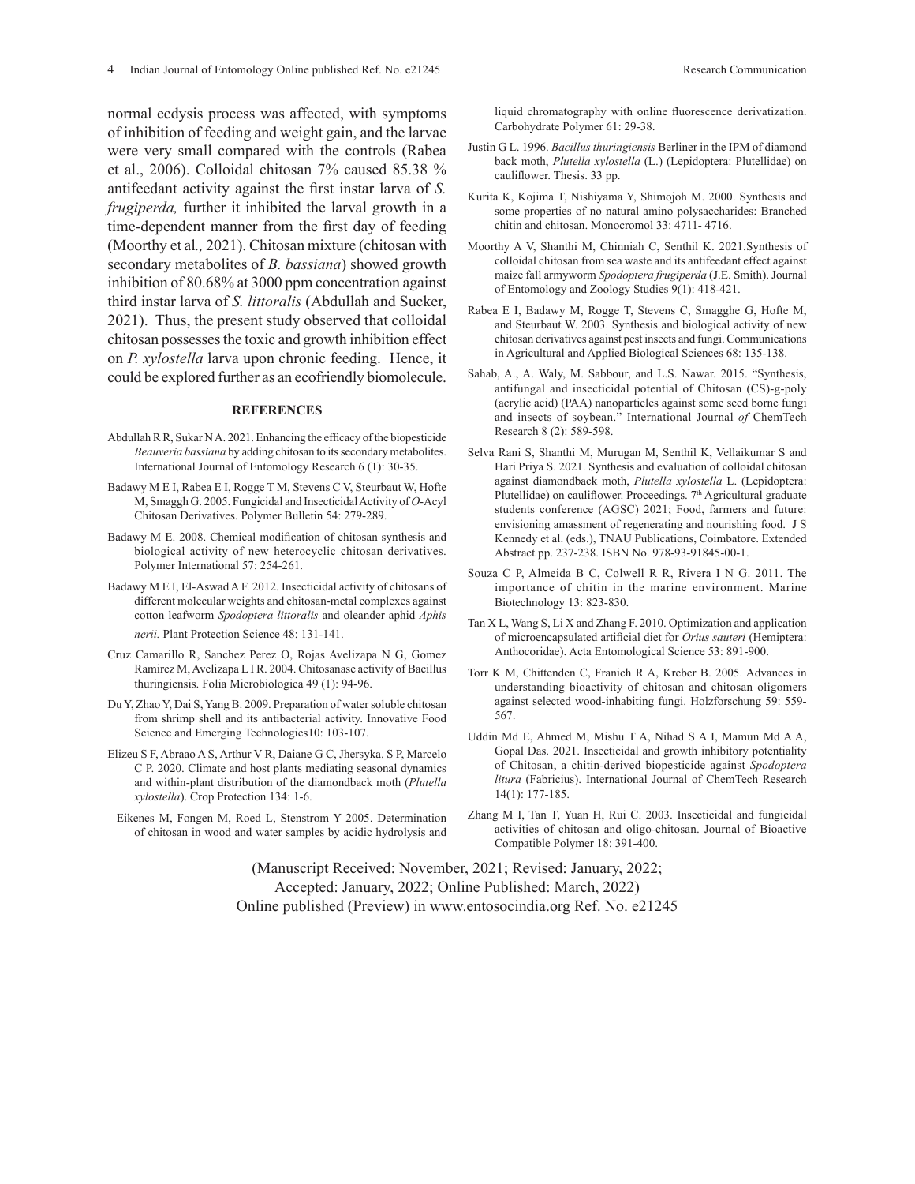normal ecdysis process was affected, with symptoms of inhibition of feeding and weight gain, and the larvae were very small compared with the controls (Rabea et al., 2006). Colloidal chitosan 7% caused 85.38 % antifeedant activity against the first instar larva of *S. frugiperda,* further it inhibited the larval growth in a time-dependent manner from the first day of feeding (Moorthy et al*.,* 2021). Chitosan mixture (chitosan with secondary metabolites of *B. bassiana*) showed growth inhibition of 80.68% at 3000 ppm concentration against third instar larva of *S. littoralis* (Abdullah and Sucker, 2021). Thus, the present study observed that colloidal chitosan possesses the toxic and growth inhibition effect on *P. xylostella* larva upon chronic feeding. Hence, it could be explored further as an ecofriendly biomolecule.

## REFERENCES

Abdullah R R, Sukar N A. 2021. Enhancing the efficacy of the biopesticide *Beauveria bassiana* by adding chitosan to its secondary metabolites. International Journal of Entomology Research 6 (1): 30-35.

Badawy M E I, Rabea E I, Rogge T M, Stevens C V, Steurbaut W, Hofte M, Smaggh G. 2005. Fungicidal and Insecticidal Activity of *O*-Acyl Chitosan Derivatives. Polymer Bulletin 54: 279-289.

Badawy M E. 2008. Chemical modification of chitosan synthesis and biological activity of new heterocyclic chitosan derivatives. Polymer International 57: 254-261.

Badawy M E I, El-Aswad A F. 2012. Insecticidal activity of chitosans of different molecular weights and chitosan-metal complexes against cotton leafworm *Spodoptera littoralis* and oleander aphid *Aphis nerii.* Plant Protection Science 48: 131-141.

Cruz Camarillo R, Sanchez Perez O, Rojas Avelizapa N G, Gomez Ramirez M, Avelizapa L I R. 2004. Chitosanase activity of Bacillus thuringiensis. Folia Microbiologica 49 (1): 94-96.

Du Y, Zhao Y, Dai S, Yang B. 2009. Preparation of water soluble chitosan from shrimp shell and its antibacterial activity. Innovative Food Science and Emerging Technologies10: 103-107.

Elizeu S F, Abraao A S, Arthur V R, Daiane G C, Jhersyka. S P, Marcelo C P. 2020. Climate and host plants mediating seasonal dynamics and within-plant distribution of the diamondback moth (*Plutella xylostella*). Crop Protection 134: 1-6.

Eikenes M, Fongen M, Roed L, Stenstrom Y 2005. Determination of chitosan in wood and water samples by acidic hydrolysis and liquid chromatography with online fluorescence derivatization. Carbohydrate Polymer 61: 29-38.

Justin G L. 1996. *Bacillus thuringiensis* Berliner in the IPM of diamond back moth, *Plutella xylostella* (L.) (Lepidoptera: Plutellidae) on cauliflower. Thesis. 33 pp.

Kurita K, Kojima T, Nishiyama Y, Shimojoh M. 2000. Synthesis and some properties of no natural amino polysaccharides: Branched chitin and chitosan. Monocromol 33: 4711- 4716.

Moorthy A V, Shanthi M, Chinniah C, Senthil K. 2021.Synthesis of colloidal chitosan from sea waste and its antifeedant effect against maize fall armyworm *Spodoptera frugiperda* (J.E. Smith). Journal of Entomology and Zoology Studies 9(1): 418-421.

Rabea E I, Badawy M, Rogge T, Stevens C, Smagghe G, Hofte M, and Steurbaut W. 2003. Synthesis and biological activity of new chitosan derivatives against pest insects and fungi. Communications in Agricultural and Applied Biological Sciences 68: 135-138.

Sahab, A., A. Waly, M. Sabbour, and L.S. Nawar. 2015. "Synthesis, antifungal and insecticidal potential of Chitosan (CS)-g-poly (acrylic acid) (PAA) nanoparticles against some seed borne fungi and insects of soybean." International Journal *of* ChemTech Research 8 (2): 589-598.

Selva Rani S, Shanthi M, Murugan M, Senthil K, Vellaikumar S and Hari Priya S. 2021. Synthesis and evaluation of colloidal chitosan against diamondback moth, *Plutella xylostella* L. (Lepidoptera: Plutellidae) on cauliflower. Proceedings. 7th Agricultural graduate students conference (AGSC) 2021; Food, farmers and future: envisioning amassment of regenerating and nourishing food. J S Kennedy et al. (eds.), TNAU Publications, Coimbatore. Extended Abstract pp. 237-238. ISBN No. 978-93-91845-00-1.

Souza C P, Almeida B C, Colwell R R, Rivera I N G. 2011. The importance of chitin in the marine environment. Marine Biotechnology 13: 823-830.

Tan X L, Wang S, Li X and Zhang F. 2010. Optimization and application of microencapsulated artificial diet for *Orius sauteri* (Hemiptera: Anthocoridae). Acta Entomological Science 53: 891-900.

Torr K M, Chittenden C, Franich R A, Kreber B. 2005. Advances in understanding bioactivity of chitosan and chitosan oligomers against selected wood-inhabiting fungi. Holzforschung 59: 559-567.

Uddin Md E, Ahmed M, Mishu T A, Nihad S A I, Mamun Md A A, Gopal Das. 2021. Insecticidal and growth inhibitory potentiality of Chitosan, a chitin-derived biopesticide against *Spodoptera litura* (Fabricius). International Journal of ChemTech Research 14(1): 177-185.

Zhang M I, Tan T, Yuan H, Rui C. 2003. Insecticidal and fungicidal activities of chitosan and oligo-chitosan. Journal of Bioactive Compatible Polymer 18: 391-400.

(Manuscript Received: November, 2021; Revised: January, 2022; Accepted: January, 2022; Online Published: March, 2022)
Online published (Preview) in www.entosocindia.org Ref. No. e21245